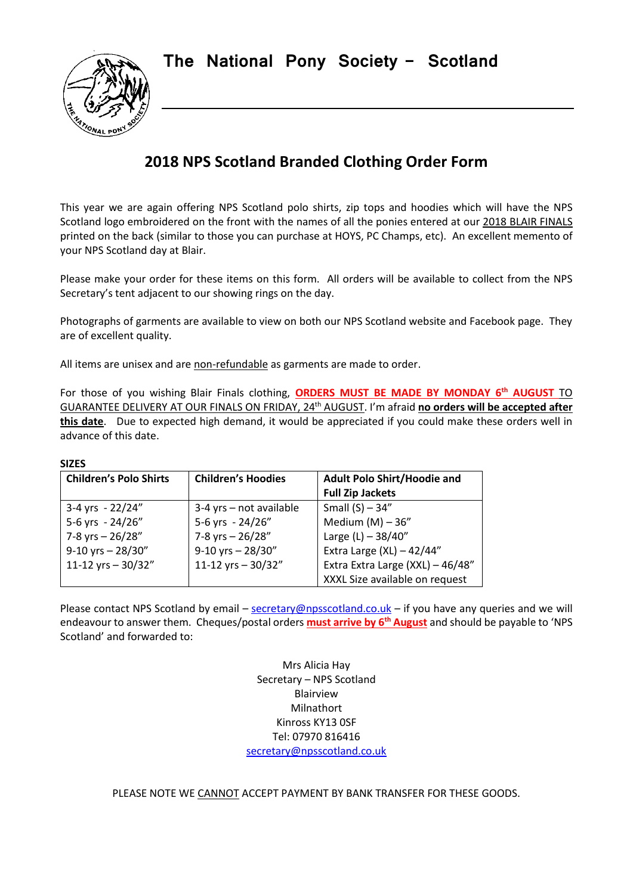# The National Pony Society – Scotland

## 2018 NPS Scotland Branded Clothing Order Form

This year we are again offering NPS Scotland polo shirts, zip tops and hoodies which will have the NPS Scotland logo embroidered on the front with the names of all the ponies entered at our 2018 BLAIR FINALS printed on the back (similar to those you can purchase at HOYS, PC Champs, etc). An excellent memento of your NPS Scotland day at Blair.

Please make your order for these items on this form. All orders will be available to collect from the NPS Secretary's tent adjacent to our showing rings on the day.

Photographs of garments are available to view on both our NPS Scotland website and Facebook page. They are of excellent quality.

All items are unisex and are non-refundable as garments are made to order.

For those of you wishing Blair Finals clothing, **ORDERS MUST BE MADE BY MONDAY 6th AUGUST** TO GUARANTEE DELIVERY AT OUR FINALS ON FRIDAY, 24th AUGUST. I'm afraid **no orders will be accepted after this date**. Due to expected high demand, it would be appreciated if you could make these orders well in advance of this date.

**SIZES**

| Children's Polo Shirts | Children's Hoodies | Adult Polo Shirt/Hoodie and Full Zip Jackets |
|---|---|---|
| 3-4 yrs - 22/24" | 3-4 yrs – not available | Small (S) – 34" |
| 5-6 yrs - 24/26" | 5-6 yrs - 24/26" | Medium (M) – 36" |
| 7-8 yrs – 26/28" | 7-8 yrs – 26/28" | Large (L) – 38/40" |
| 9-10 yrs – 28/30" | 9-10 yrs – 28/30" | Extra Large (XL) – 42/44" |
| 11-12 yrs – 30/32" | 11-12 yrs – 30/32" | Extra Extra Large (XXL) – 46/48" |
| | | XXXL Size available on request |

Please contact NPS Scotland by email – secretary@npsscotland.co.uk – if you have any queries and we will endeavour to answer them. Cheques/postal orders **must arrive by 6th August** and should be payable to 'NPS Scotland' and forwarded to:

Mrs Alicia Hay
Secretary – NPS Scotland
Blairview
Milnathort
Kinross KY13 0SF
Tel: 07970 816416
secretary@npsscotland.co.uk

PLEASE NOTE WE CANNOT ACCEPT PAYMENT BY BANK TRANSFER FOR THESE GOODS.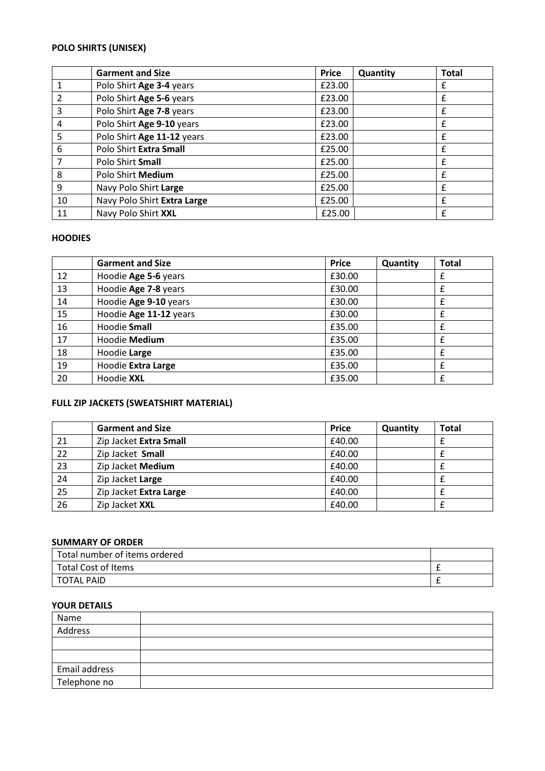**POLO SHIRTS (UNISEX)**

| | Garment and Size | Price | Quantity | Total |
|---|---|---|---|---|
| 1 | Polo Shirt **Age 3-4** years | £23.00 | | £ |
| 2 | Polo Shirt **Age 5-6** years | £23.00 | | £ |
| 3 | Polo Shirt **Age 7-8** years | £23.00 | | £ |
| 4 | Polo Shirt **Age 9-10** years | £23.00 | | £ |
| 5 | Polo Shirt **Age 11-12** years | £23.00 | | £ |
| 6 | Polo Shirt **Extra Small** | £25.00 | | £ |
| 7 | Polo Shirt **Small** | £25.00 | | £ |
| 8 | Polo Shirt **Medium** | £25.00 | | £ |
| 9 | Navy Polo Shirt **Large** | £25.00 | | £ |
| 10 | Navy Polo Shirt **Extra Large** | £25.00 | | £ |
| 11 | Navy Polo Shirt **XXL** | £25.00 | | £ |

**HOODIES**

| | Garment and Size | Price | Quantity | Total |
|---|---|---|---|---|
| 12 | Hoodie **Age 5-6** years | £30.00 | | £ |
| 13 | Hoodie **Age 7-8** years | £30.00 | | £ |
| 14 | Hoodie **Age 9-10** years | £30.00 | | £ |
| 15 | Hoodie **Age 11-12** years | £30.00 | | £ |
| 16 | Hoodie **Small** | £35.00 | | £ |
| 17 | Hoodie **Medium** | £35.00 | | £ |
| 18 | Hoodie **Large** | £35.00 | | £ |
| 19 | Hoodie **Extra Large** | £35.00 | | £ |
| 20 | Hoodie **XXL** | £35.00 | | £ |

**FULL ZIP JACKETS (SWEATSHIRT MATERIAL)**

| | Garment and Size | Price | Quantity | Total |
|---|---|---|---|---|
| 21 | Zip Jacket **Extra Small** | £40.00 | | £ |
| 22 | Zip Jacket **Small** | £40.00 | | £ |
| 23 | Zip Jacket **Medium** | £40.00 | | £ |
| 24 | Zip Jacket **Large** | £40.00 | | £ |
| 25 | Zip Jacket **Extra Large** | £40.00 | | £ |
| 26 | Zip Jacket **XXL** | £40.00 | | £ |

**SUMMARY OF ORDER**

| | |
|---|---|
| Total number of items ordered | |
| Total Cost of Items | £ |
| TOTAL PAID | £ |

**YOUR DETAILS**

| | |
|---|---|
| Name | |
| Address | |
| | |
| | |
| Email address | |
| Telephone no | |